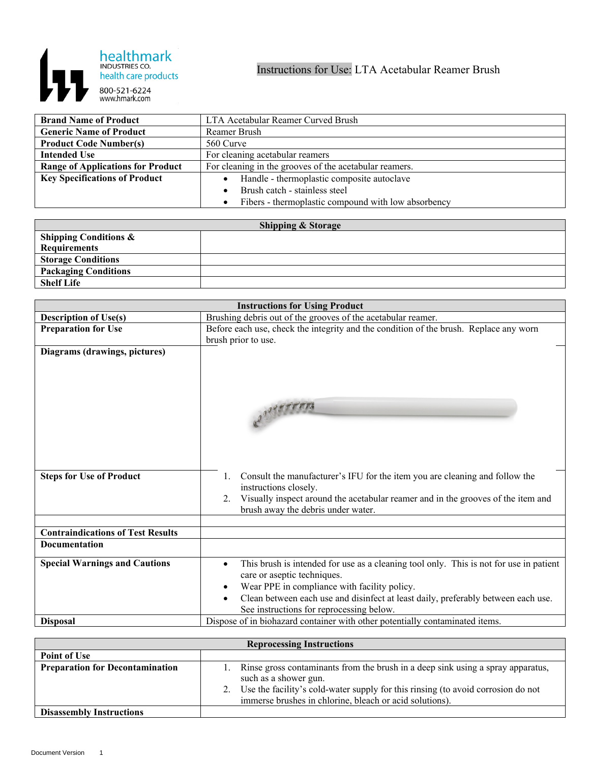healthmark INDUSTRIES CO. health care products 800-521-6224 www.hmark.com

# Instructions for Use: LTA Acetabular Reamer Brush

| | |
|---|---|
| **Brand Name of Product** | LTA Acetabular Reamer Curved Brush |
| **Generic Name of Product** | Reamer Brush |
| **Product Code Number(s)** | 560 Curve |
| **Intended Use** | For cleaning acetabular reamers |
| **Range of Applications for Product** | For cleaning in the grooves of the acetabular reamers. |
| **Key Specifications of Product** | • Handle - thermoplastic composite autoclave<br>• Brush catch - stainless steel<br>• Fibers - thermoplastic compound with low absorbency |

| **Shipping & Storage** | |
|---|---|
| **Shipping Conditions & Requirements** | |
| **Storage Conditions** | |
| **Packaging Conditions** | |
| **Shelf Life** | |

| **Instructions for Using Product** | |
|---|---|
| **Description of Use(s)** | Brushing debris out of the grooves of the acetabular reamer. |
| **Preparation for Use** | Before each use, check the integrity and the condition of the brush. Replace any worn brush prior to use. |
| **Diagrams (drawings, pictures)** | |
| **Steps for Use of Product** | 1. Consult the manufacturer's IFU for the item you are cleaning and follow the instructions closely.<br>2. Visually inspect around the acetabular reamer and in the grooves of the item and brush away the debris under water. |
| | |
| **Contraindications of Test Results** | |
| **Documentation** | |
| **Special Warnings and Cautions** | • This brush is intended for use as a cleaning tool only. This is not for use in patient care or aseptic techniques.<br>• Wear PPE in compliance with facility policy.<br>• Clean between each use and disinfect at least daily, preferably between each use. See instructions for reprocessing below. |
| **Disposal** | Dispose of in biohazard container with other potentially contaminated items. |

| **Reprocessing Instructions** | |
|---|---|
| **Point of Use** | |
| **Preparation for Decontamination** | 1. Rinse gross contaminants from the brush in a deep sink using a spray apparatus, such as a shower gun.<br>2. Use the facility's cold-water supply for this rinsing (to avoid corrosion do not immerse brushes in chlorine, bleach or acid solutions). |
| **Disassembly Instructions** | |

Document Version 1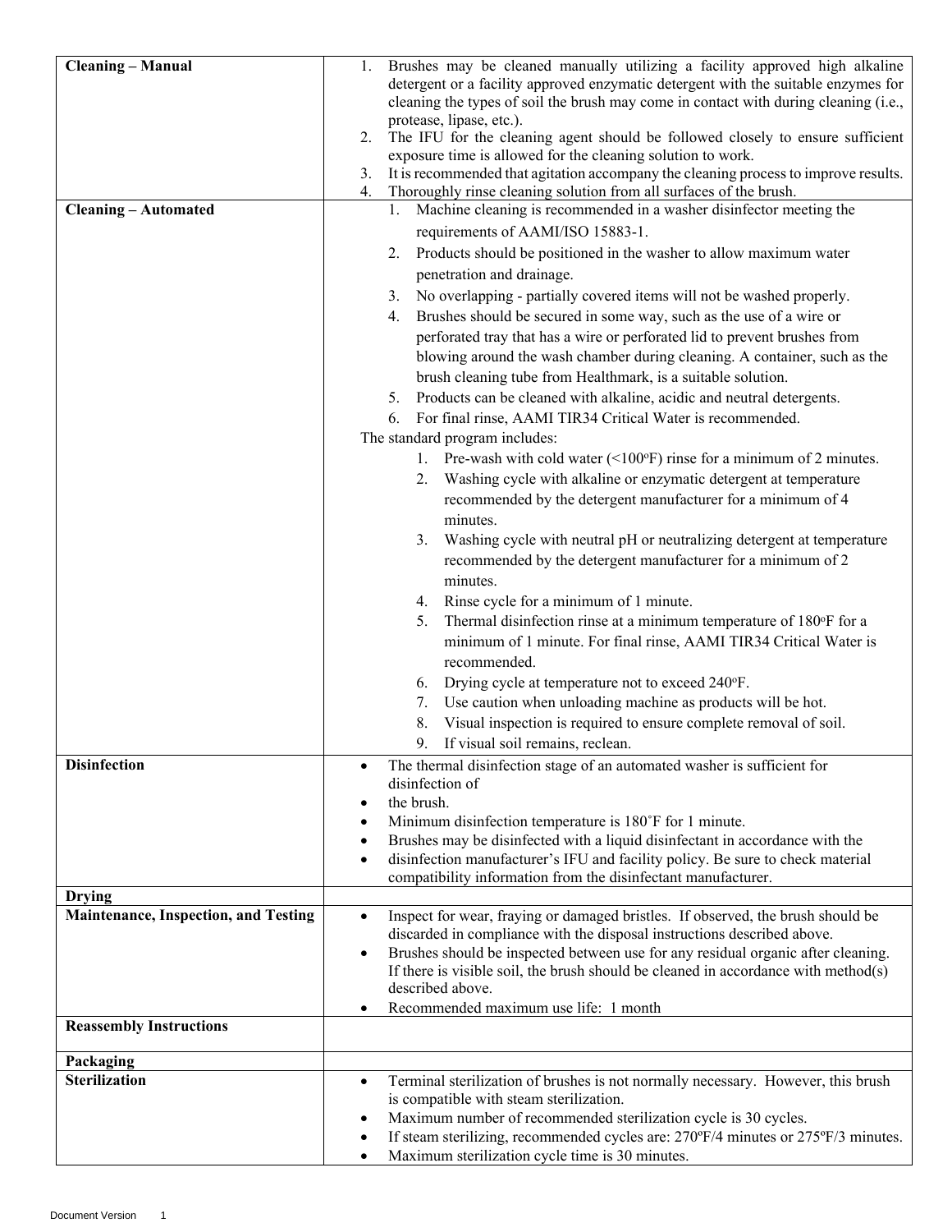| Cleaning – Manual | 1. Brushes may be cleaned manually utilizing a facility approved high alkaline detergent or a facility approved enzymatic detergent with the suitable enzymes for cleaning the types of soil the brush may come in contact with during cleaning (i.e., protease, lipase, etc.).<br>2. The IFU for the cleaning agent should be followed closely to ensure sufficient exposure time is allowed for the cleaning solution to work.<br>3. It is recommended that agitation accompany the cleaning process to improve results.<br>4. Thoroughly rinse cleaning solution from all surfaces of the brush. |
|---|---|
| **Cleaning – Automated** | 1. Machine cleaning is recommended in a washer disinfector meeting the requirements of AAMI/ISO 15883-1.<br>2. Products should be positioned in the washer to allow maximum water penetration and drainage.<br>3. No overlapping - partially covered items will not be washed properly.<br>4. Brushes should be secured in some way, such as the use of a wire or perforated tray that has a wire or perforated lid to prevent brushes from blowing around the wash chamber during cleaning. A container, such as the brush cleaning tube from Healthmark, is a suitable solution.<br>5. Products can be cleaned with alkaline, acidic and neutral detergents.<br>6. For final rinse, AAMI TIR34 Critical Water is recommended.<br>The standard program includes:<br>1. Pre-wash with cold water (<100ºF) rinse for a minimum of 2 minutes.<br>2. Washing cycle with alkaline or enzymatic detergent at temperature recommended by the detergent manufacturer for a minimum of 4 minutes.<br>3. Washing cycle with neutral pH or neutralizing detergent at temperature recommended by the detergent manufacturer for a minimum of 2 minutes.<br>4. Rinse cycle for a minimum of 1 minute.<br>5. Thermal disinfection rinse at a minimum temperature of 180ºF for a minimum of 1 minute. For final rinse, AAMI TIR34 Critical Water is recommended.<br>6. Drying cycle at temperature not to exceed 240ºF.<br>7. Use caution when unloading machine as products will be hot.<br>8. Visual inspection is required to ensure complete removal of soil.<br>9. If visual soil remains, reclean. |
| **Disinfection** | • The thermal disinfection stage of an automated washer is sufficient for disinfection of<br>• the brush.<br>• Minimum disinfection temperature is 180˚F for 1 minute.<br>• Brushes may be disinfected with a liquid disinfectant in accordance with the<br>• disinfection manufacturer's IFU and facility policy. Be sure to check material compatibility information from the disinfectant manufacturer. |
| **Drying** | |
| **Maintenance, Inspection, and Testing** | • Inspect for wear, fraying or damaged bristles. If observed, the brush should be discarded in compliance with the disposal instructions described above.<br>• Brushes should be inspected between use for any residual organic after cleaning. If there is visible soil, the brush should be cleaned in accordance with method(s) described above.<br>• Recommended maximum use life: 1 month |
| **Reassembly Instructions** | |
| **Packaging** | |
| **Sterilization** | • Terminal sterilization of brushes is not normally necessary. However, this brush is compatible with steam sterilization.<br>• Maximum number of recommended sterilization cycle is 30 cycles.<br>• If steam sterilizing, recommended cycles are: 270ºF/4 minutes or 275ºF/3 minutes.<br>• Maximum sterilization cycle time is 30 minutes. |

Document Version 1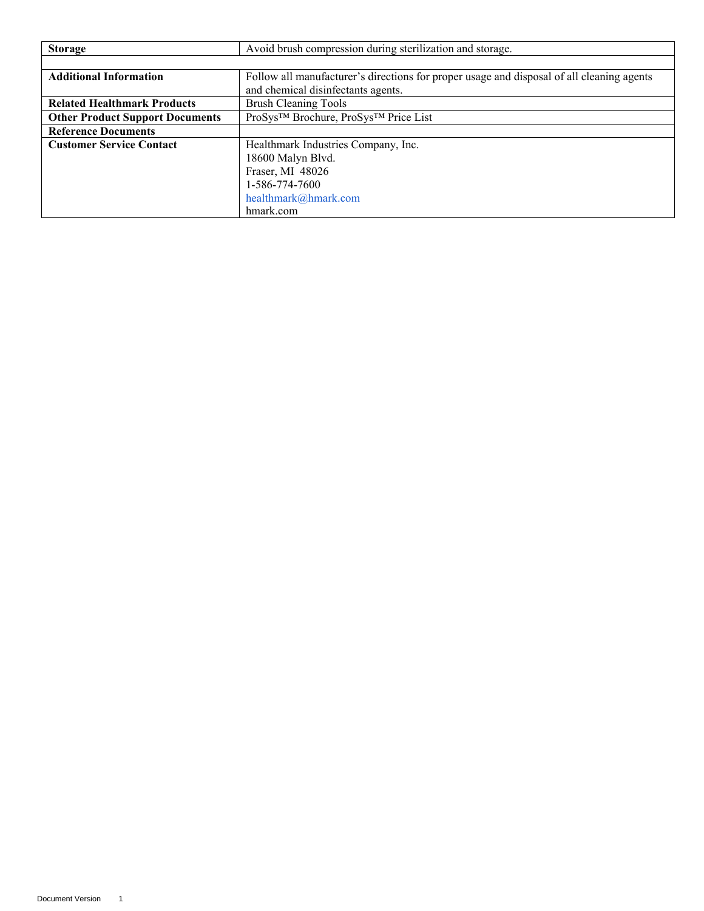| | |
|---|---|
| **Storage** | Avoid brush compression during sterilization and storage. |
| | |
| **Additional Information** | Follow all manufacturer's directions for proper usage and disposal of all cleaning agents and chemical disinfectants agents. |
| **Related Healthmark Products** | Brush Cleaning Tools |
| **Other Product Support Documents** | ProSys™ Brochure, ProSys™ Price List |
| **Reference Documents** | |
| **Customer Service Contact** | Healthmark Industries Company, Inc.<br>18600 Malyn Blvd.<br>Fraser, MI 48026<br>1-586-774-7600<br>healthmark@hmark.com<br>hmark.com |

Document Version 1